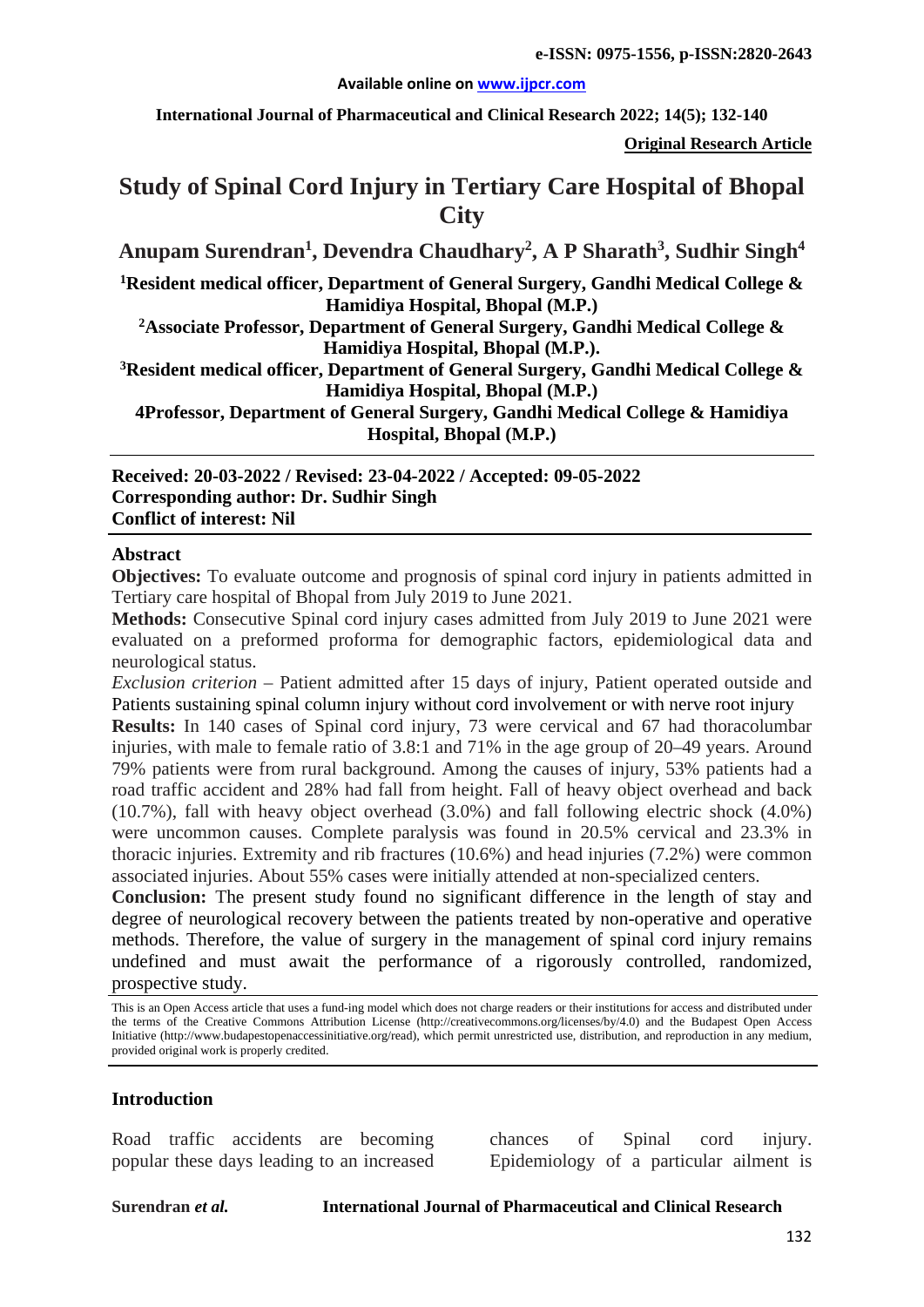# Study of Spinal Cord Injury in Tertiary Care Hospital of Bhopal City

**Anupam Surendran[1], Devendra Chaudhary[2], A P Sharath[3], Sudhir Singh[4]**

[1]Resident medical officer, Department of General Surgery, Gandhi Medical College & Hamidiya Hospital, Bhopal (M.P.)

[2]Associate Professor, Department of General Surgery, Gandhi Medical College & Hamidiya Hospital, Bhopal (M.P.).

[3]Resident medical officer, Department of General Surgery, Gandhi Medical College & Hamidiya Hospital, Bhopal (M.P.)

[4]Professor, Department of General Surgery, Gandhi Medical College & Hamidiya Hospital, Bhopal (M.P.)

**Received: 20-03-2022 / Revised: 23-04-2022 / Accepted: 09-05-2022**
**Corresponding author: Dr. Sudhir Singh**
**Conflict of interest: Nil**

## Abstract

**Objectives:** To evaluate outcome and prognosis of spinal cord injury in patients admitted in Tertiary care hospital of Bhopal from July 2019 to June 2021.

**Methods:** Consecutive Spinal cord injury cases admitted from July 2019 to June 2021 were evaluated on a preformed proforma for demographic factors, epidemiological data and neurological status.

*Exclusion criterion* – Patient admitted after 15 days of injury, Patient operated outside and Patients sustaining spinal column injury without cord involvement or with nerve root injury

**Results:** In 140 cases of Spinal cord injury, 73 were cervical and 67 had thoracolumbar injuries, with male to female ratio of 3.8:1 and 71% in the age group of 20–49 years. Around 79% patients were from rural background. Among the causes of injury, 53% patients had a road traffic accident and 28% had fall from height. Fall of heavy object overhead and back (10.7%), fall with heavy object overhead (3.0%) and fall following electric shock (4.0%) were uncommon causes. Complete paralysis was found in 20.5% cervical and 23.3% in thoracic injuries. Extremity and rib fractures (10.6%) and head injuries (7.2%) were common associated injuries. About 55% cases were initially attended at non-specialized centers.

**Conclusion:** The present study found no significant difference in the length of stay and degree of neurological recovery between the patients treated by non-operative and operative methods. Therefore, the value of surgery in the management of spinal cord injury remains undefined and must await the performance of a rigorously controlled, randomized, prospective study.

This is an Open Access article that uses a fund-ing model which does not charge readers or their institutions for access and distributed under the terms of the Creative Commons Attribution License (http://creativecommons.org/licenses/by/4.0) and the Budapest Open Access Initiative (http://www.budapestopenaccessinitiative.org/read), which permit unrestricted use, distribution, and reproduction in any medium, provided original work is properly credited.

## Introduction

Road traffic accidents are becoming popular these days leading to an increased chances of Spinal cord injury. Epidemiology of a particular ailment is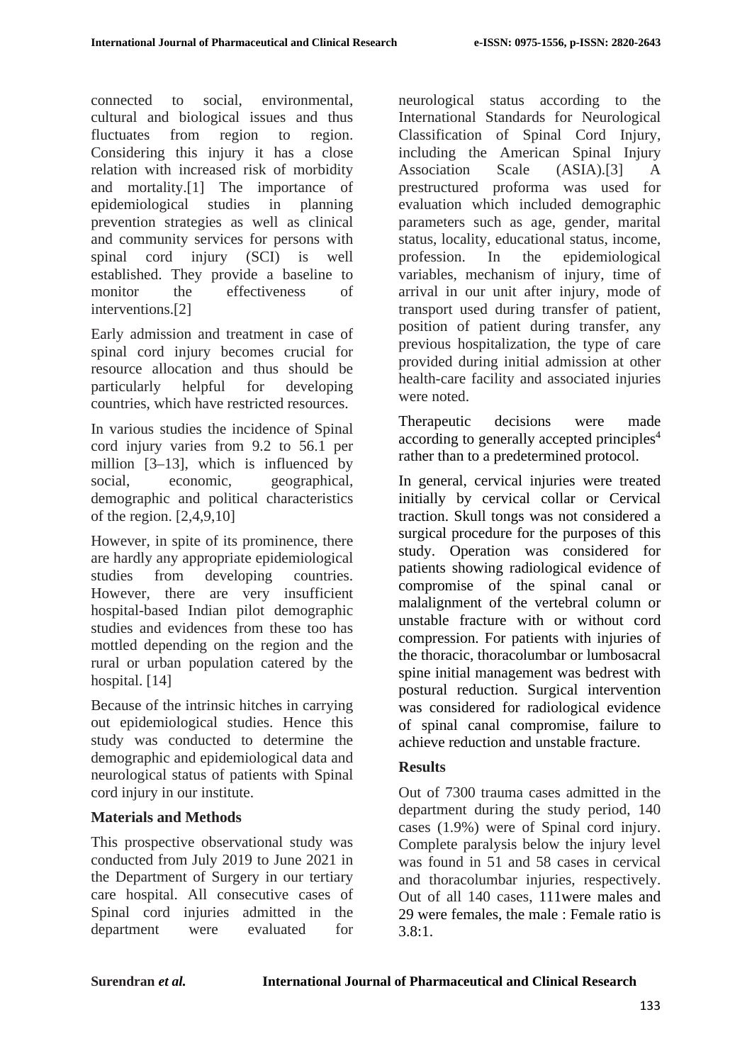connected to social, environmental, cultural and biological issues and thus fluctuates from region to region. Considering this injury it has a close relation with increased risk of morbidity and mortality.[1] The importance of epidemiological studies in planning prevention strategies as well as clinical and community services for persons with spinal cord injury (SCI) is well established. They provide a baseline to monitor the effectiveness of interventions.[2]

Early admission and treatment in case of spinal cord injury becomes crucial for resource allocation and thus should be particularly helpful for developing countries, which have restricted resources.

In various studies the incidence of Spinal cord injury varies from 9.2 to 56.1 per million [3–13], which is influenced by social, economic, geographical, demographic and political characteristics of the region. [2,4,9,10]

However, in spite of its prominence, there are hardly any appropriate epidemiological studies from developing countries. However, there are very insufficient hospital-based Indian pilot demographic studies and evidences from these too has mottled depending on the region and the rural or urban population catered by the hospital. [14]

Because of the intrinsic hitches in carrying out epidemiological studies. Hence this study was conducted to determine the demographic and epidemiological data and neurological status of patients with Spinal cord injury in our institute.

## Materials and Methods

This prospective observational study was conducted from July 2019 to June 2021 in the Department of Surgery in our tertiary care hospital. All consecutive cases of Spinal cord injuries admitted in the department were evaluated for neurological status according to the International Standards for Neurological Classification of Spinal Cord Injury, including the American Spinal Injury Association Scale (ASIA).[3] A prestructured proforma was used for evaluation which included demographic parameters such as age, gender, marital status, locality, educational status, income, profession. In the epidemiological variables, mechanism of injury, time of arrival in our unit after injury, mode of transport used during transfer of patient, position of patient during transfer, any previous hospitalization, the type of care provided during initial admission at other health-care facility and associated injuries were noted.

Therapeutic decisions were made according to generally accepted principles[4] rather than to a predetermined protocol.

In general, cervical injuries were treated initially by cervical collar or Cervical traction. Skull tongs was not considered a surgical procedure for the purposes of this study. Operation was considered for patients showing radiological evidence of compromise of the spinal canal or malalignment of the vertebral column or unstable fracture with or without cord compression. For patients with injuries of the thoracic, thoracolumbar or lumbosacral spine initial management was bedrest with postural reduction. Surgical intervention was considered for radiological evidence of spinal canal compromise, failure to achieve reduction and unstable fracture.

## Results

Out of 7300 trauma cases admitted in the department during the study period, 140 cases (1.9%) were of Spinal cord injury. Complete paralysis below the injury level was found in 51 and 58 cases in cervical and thoracolumbar injuries, respectively. Out of all 140 cases, 111were males and 29 were females, the male : Female ratio is 3.8:1.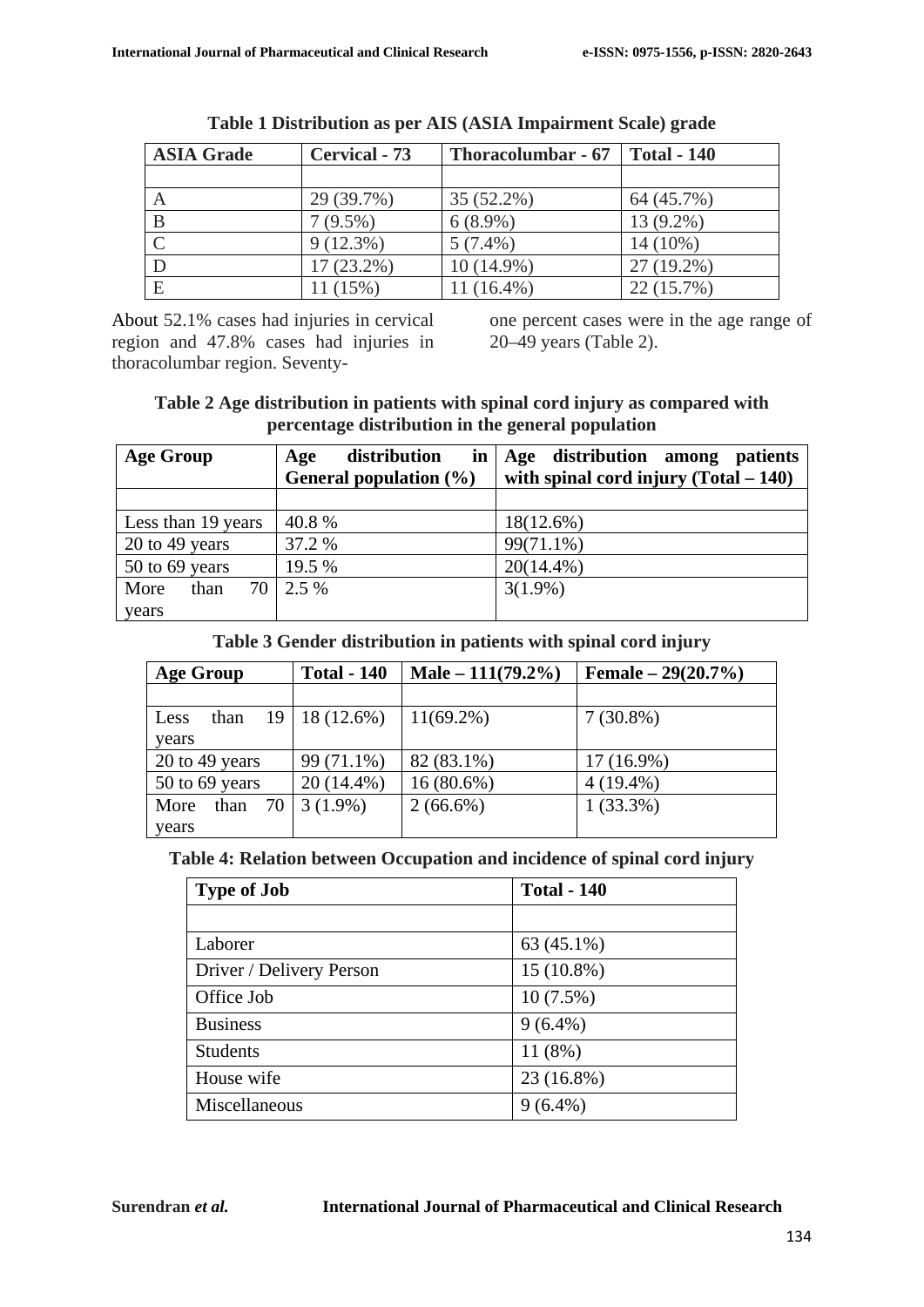**Table 1 Distribution as per AIS (ASIA Impairment Scale) grade**

| ASIA Grade | Cervical - 73 | Thoracolumbar - 67 | Total - 140 |
|---|---|---|---|
| | | | |
| A | 29 (39.7%) | 35 (52.2%) | 64 (45.7%) |
| B | 7 (9.5%) | 6 (8.9%) | 13 (9.2%) |
| C | 9 (12.3%) | 5 (7.4%) | 14 (10%) |
| D | 17 (23.2%) | 10 (14.9%) | 27 (19.2%) |
| E | 11 (15%) | 11 (16.4%) | 22 (15.7%) |

About 52.1% cases had injuries in cervical region and 47.8% cases had injuries in thoracolumbar region. Seventy-one percent cases were in the age range of 20–49 years (Table 2).

**Table 2 Age distribution in patients with spinal cord injury as compared with percentage distribution in the general population**

| Age Group | Age distribution in General population (%) | Age distribution among patients with spinal cord injury (Total – 140) |
|---|---|---|
| | | |
| Less than 19 years | 40.8 % | 18(12.6%) |
| 20 to 49 years | 37.2 % | 99(71.1%) |
| 50 to 69 years | 19.5 % | 20(14.4%) |
| More than 70 years | 2.5 % | 3(1.9%) |

**Table 3 Gender distribution in patients with spinal cord injury**

| Age Group | Total - 140 | Male – 111(79.2%) | Female – 29(20.7%) |
|---|---|---|---|
| | | | |
| Less than 19 years | 18 (12.6%) | 11(69.2%) | 7 (30.8%) |
| 20 to 49 years | 99 (71.1%) | 82 (83.1%) | 17 (16.9%) |
| 50 to 69 years | 20 (14.4%) | 16 (80.6%) | 4 (19.4%) |
| More than 70 years | 3 (1.9%) | 2 (66.6%) | 1 (33.3%) |

**Table 4: Relation between Occupation and incidence of spinal cord injury**

| Type of Job | Total - 140 |
|---|---|
| | |
| Laborer | 63 (45.1%) |
| Driver / Delivery Person | 15 (10.8%) |
| Office Job | 10 (7.5%) |
| Business | 9 (6.4%) |
| Students | 11 (8%) |
| House wife | 23 (16.8%) |
| Miscellaneous | 9 (6.4%) |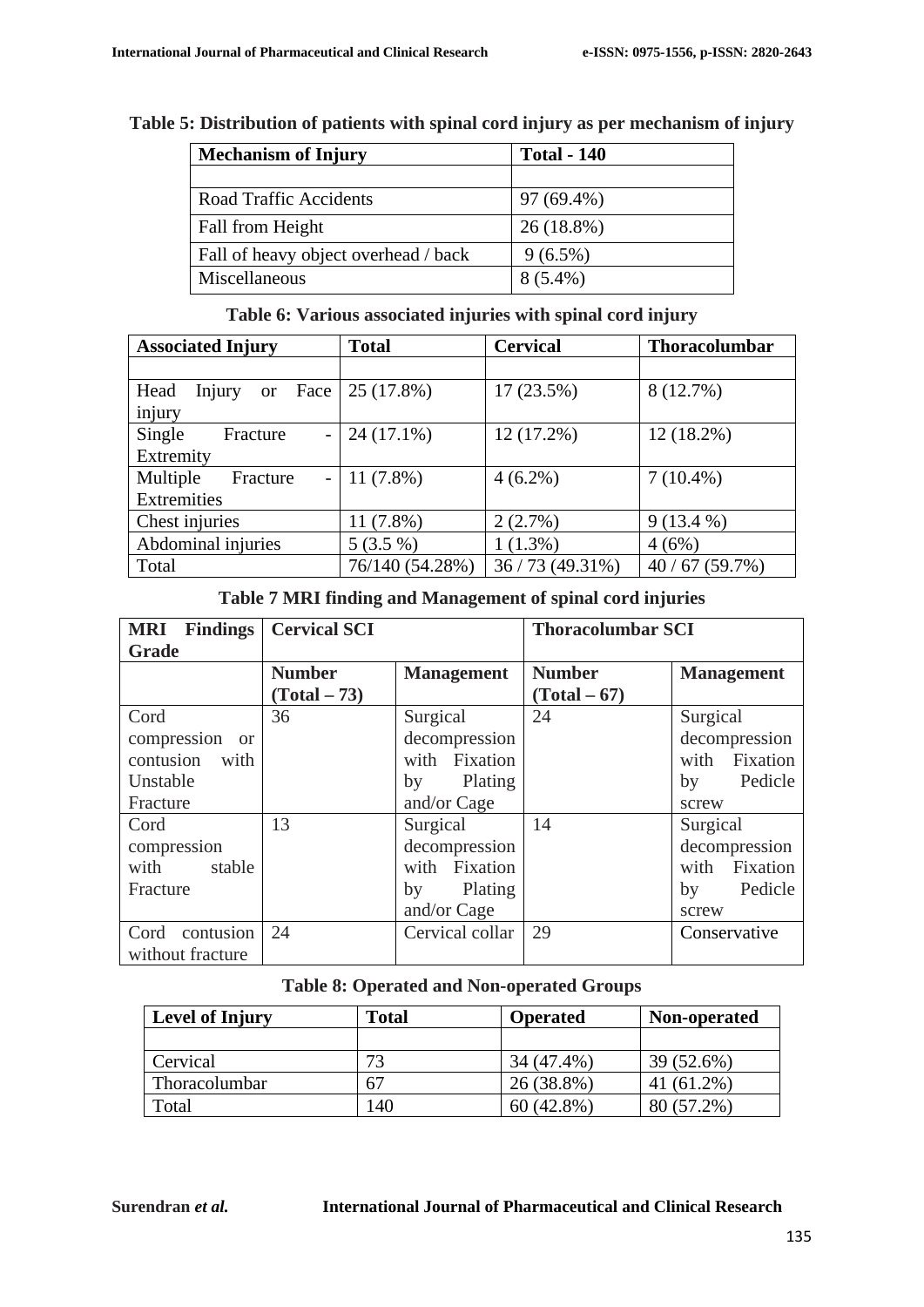**Table 5: Distribution of patients with spinal cord injury as per mechanism of injury**

| Mechanism of Injury | Total - 140 |
|---|---|
| | |
| Road Traffic Accidents | 97 (69.4%) |
| Fall from Height | 26 (18.8%) |
| Fall of heavy object overhead / back | 9 (6.5%) |
| Miscellaneous | 8 (5.4%) |

**Table 6: Various associated injuries with spinal cord injury**

| Associated Injury | Total | Cervical | Thoracolumbar |
|---|---|---|---|
| | | | |
| Head Injury or Face injury | 25 (17.8%) | 17 (23.5%) | 8 (12.7%) |
| Single Fracture - Extremity | 24 (17.1%) | 12 (17.2%) | 12 (18.2%) |
| Multiple Fracture - Extremities | 11 (7.8%) | 4 (6.2%) | 7 (10.4%) |
| Chest injuries | 11 (7.8%) | 2 (2.7%) | 9 (13.4 %) |
| Abdominal injuries | 5 (3.5 %) | 1 (1.3%) | 4 (6%) |
| Total | 76/140 (54.28%) | 36 / 73 (49.31%) | 40 / 67 (59.7%) |

**Table 7 MRI finding and Management of spinal cord injuries**

| MRI Findings Grade | Cervical SCI | | Thoracolumbar SCI | |
|---|---|---|---|---|
| | Number (Total – 73) | Management | Number (Total – 67) | Management |
| Cord compression or contusion with Unstable Fracture | 36 | Surgical decompression with Fixation by Plating and/or Cage | 24 | Surgical decompression with Fixation by Pedicle screw |
| Cord compression with stable Fracture | 13 | Surgical decompression with Fixation by Plating and/or Cage | 14 | Surgical decompression with Fixation by Pedicle screw |
| Cord contusion without fracture | 24 | Cervical collar | 29 | Conservative |

**Table 8: Operated and Non-operated Groups**

| Level of Injury | Total | Operated | Non-operated |
|---|---|---|---|
| | | | |
| Cervical | 73 | 34 (47.4%) | 39 (52.6%) |
| Thoracolumbar | 67 | 26 (38.8%) | 41 (61.2%) |
| Total | 140 | 60 (42.8%) | 80 (57.2%) |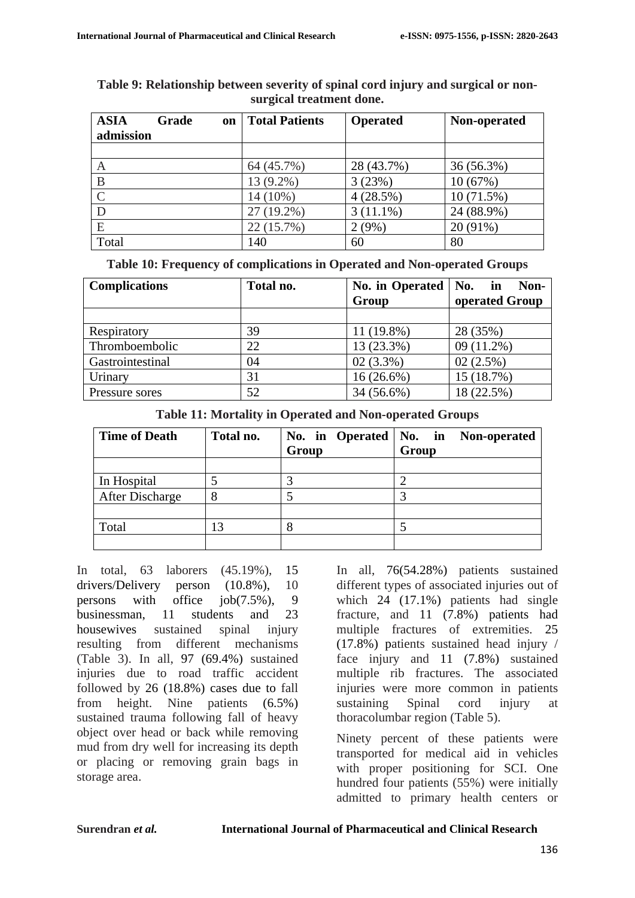**Table 9: Relationship between severity of spinal cord injury and surgical or non-surgical treatment done.**

| ASIA Grade on admission | Total Patients | Operated | Non-operated |
|---|---|---|---|
| | | | |
| A | 64 (45.7%) | 28 (43.7%) | 36 (56.3%) |
| B | 13 (9.2%) | 3 (23%) | 10 (67%) |
| C | 14 (10%) | 4 (28.5%) | 10 (71.5%) |
| D | 27 (19.2%) | 3 (11.1%) | 24 (88.9%) |
| E | 22 (15.7%) | 2 (9%) | 20 (91%) |
| Total | 140 | 60 | 80 |

**Table 10: Frequency of complications in Operated and Non-operated Groups**

| Complications | Total no. | No. in Operated Group | No. in Non-operated Group |
|---|---|---|---|
| | | | |
| Respiratory | 39 | 11 (19.8%) | 28 (35%) |
| Thromboembolic | 22 | 13 (23.3%) | 09 (11.2%) |
| Gastrointestinal | 04 | 02 (3.3%) | 02 (2.5%) |
| Urinary | 31 | 16 (26.6%) | 15 (18.7%) |
| Pressure sores | 52 | 34 (56.6%) | 18 (22.5%) |

**Table 11: Mortality in Operated and Non-operated Groups**

| Time of Death | Total no. | No. in Operated Group | No. in Non-operated Group |
|---|---|---|---|
| | | | |
| In Hospital | 5 | 3 | 2 |
| After Discharge | 8 | 5 | 3 |
| | | | |
| Total | 13 | 8 | 5 |
| | | | |

In total, 63 laborers (45.19%), 15 drivers/Delivery person (10.8%), 10 persons with office job(7.5%), 9 businessman, 11 students and 23 housewives sustained spinal injury resulting from different mechanisms (Table 3). In all, 97 (69.4%) sustained injuries due to road traffic accident followed by 26 (18.8%) cases due to fall from height. Nine patients (6.5%) sustained trauma following fall of heavy object over head or back while removing mud from dry well for increasing its depth or placing or removing grain bags in storage area.

In all, 76(54.28%) patients sustained different types of associated injuries out of which 24 (17.1%) patients had single fracture, and 11 (7.8%) patients had multiple fractures of extremities. 25 (17.8%) patients sustained head injury / face injury and 11 (7.8%) sustained multiple rib fractures. The associated injuries were more common in patients sustaining Spinal cord injury at thoracolumbar region (Table 5).

Ninety percent of these patients were transported for medical aid in vehicles with proper positioning for SCI. One hundred four patients (55%) were initially admitted to primary health centers or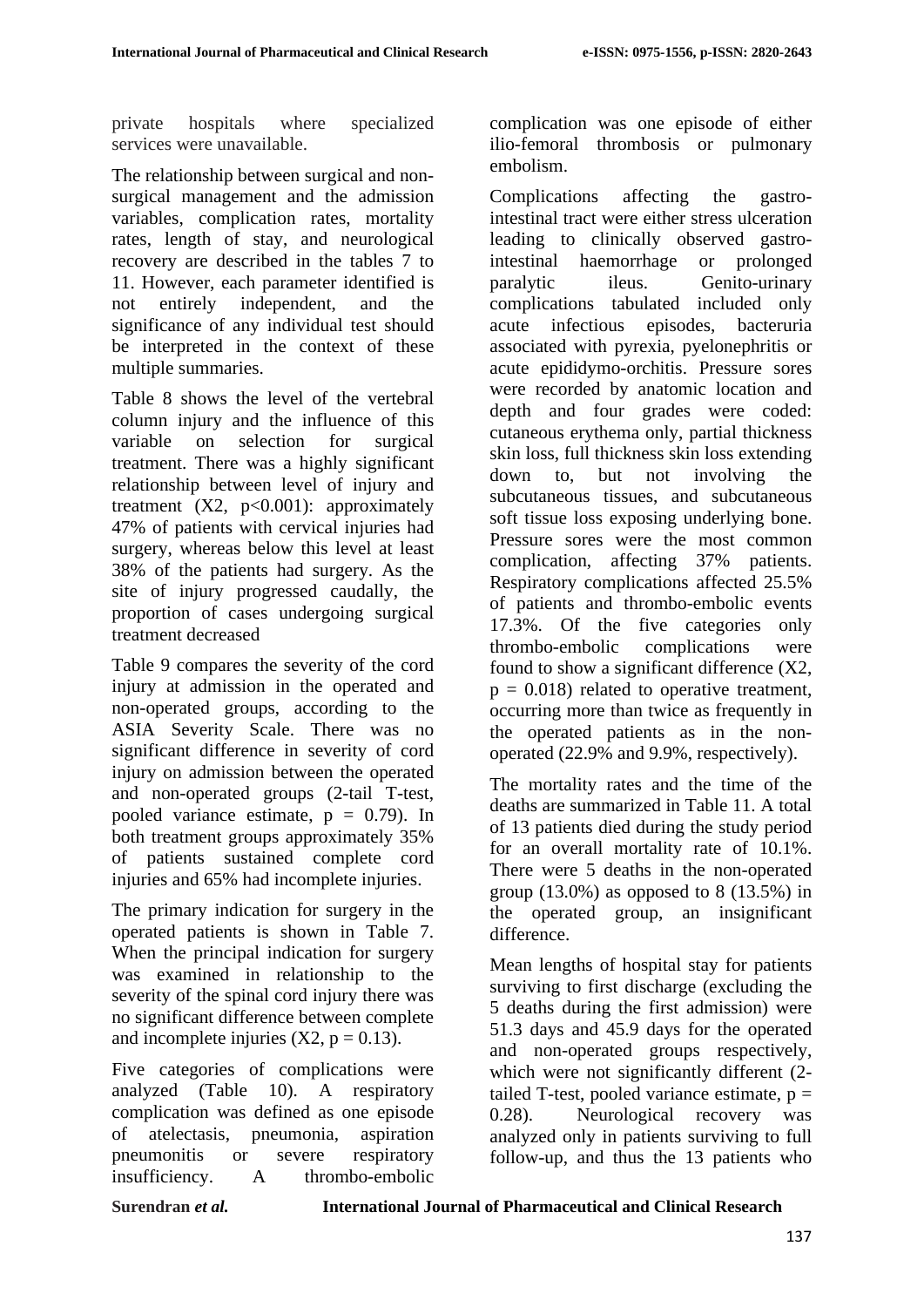private hospitals where specialized services were unavailable.

The relationship between surgical and non-surgical management and the admission variables, complication rates, mortality rates, length of stay, and neurological recovery are described in the tables 7 to 11. However, each parameter identified is not entirely independent, and the significance of any individual test should be interpreted in the context of these multiple summaries.

Table 8 shows the level of the vertebral column injury and the influence of this variable on selection for surgical treatment. There was a highly significant relationship between level of injury and treatment (X2, $p<0.001$): approximately 47% of patients with cervical injuries had surgery, whereas below this level at least 38% of the patients had surgery. As the site of injury progressed caudally, the proportion of cases undergoing surgical treatment decreased

Table 9 compares the severity of the cord injury at admission in the operated and non-operated groups, according to the ASIA Severity Scale. There was no significant difference in severity of cord injury on admission between the operated and non-operated groups (2-tail T-test, pooled variance estimate, $p = 0.79$). In both treatment groups approximately 35% of patients sustained complete cord injuries and 65% had incomplete injuries.

The primary indication for surgery in the operated patients is shown in Table 7. When the principal indication for surgery was examined in relationship to the severity of the spinal cord injury there was no significant difference between complete and incomplete injuries (X2, $p = 0.13$).

Five categories of complications were analyzed (Table 10). A respiratory complication was defined as one episode of atelectasis, pneumonia, aspiration pneumonitis or severe respiratory insufficiency. A thrombo-embolic complication was one episode of either ilio-femoral thrombosis or pulmonary embolism.

Complications affecting the gastro-intestinal tract were either stress ulceration leading to clinically observed gastro-intestinal haemorrhage or prolonged paralytic ileus. Genito-urinary complications tabulated included only acute infectious episodes, bacteruria associated with pyrexia, pyelonephritis or acute epididymo-orchitis. Pressure sores were recorded by anatomic location and depth and four grades were coded: cutaneous erythema only, partial thickness skin loss, full thickness skin loss extending down to, but not involving the subcutaneous tissues, and subcutaneous soft tissue loss exposing underlying bone. Pressure sores were the most common complication, affecting 37% patients. Respiratory complications affected 25.5% of patients and thrombo-embolic events 17.3%. Of the five categories only thrombo-embolic complications were found to show a significant difference (X2, $p = 0.018$) related to operative treatment, occurring more than twice as frequently in the operated patients as in the non-operated (22.9% and 9.9%, respectively).

The mortality rates and the time of the deaths are summarized in Table 11. A total of 13 patients died during the study period for an overall mortality rate of 10.1%. There were 5 deaths in the non-operated group (13.0%) as opposed to 8 (13.5%) in the operated group, an insignificant difference.

Mean lengths of hospital stay for patients surviving to first discharge (excluding the 5 deaths during the first admission) were 51.3 days and 45.9 days for the operated and non-operated groups respectively, which were not significantly different (2-tailed T-test, pooled variance estimate, $p = 0.28$). Neurological recovery was analyzed only in patients surviving to full follow-up, and thus the 13 patients who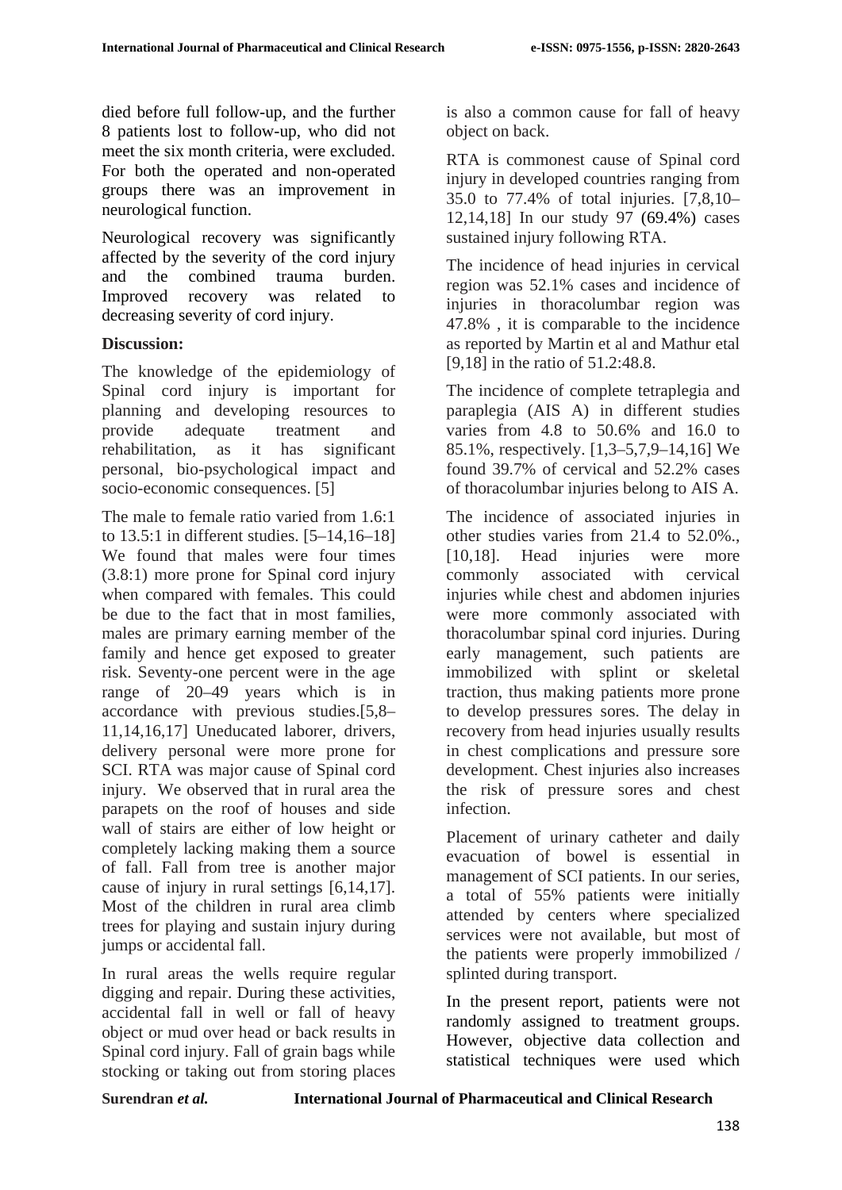died before full follow-up, and the further 8 patients lost to follow-up, who did not meet the six month criteria, were excluded. For both the operated and non-operated groups there was an improvement in neurological function.

Neurological recovery was significantly affected by the severity of the cord injury and the combined trauma burden. Improved recovery was related to decreasing severity of cord injury.

**Discussion:**

The knowledge of the epidemiology of Spinal cord injury is important for planning and developing resources to provide adequate treatment and rehabilitation, as it has significant personal, bio-psychological impact and socio-economic consequences. [5]

The male to female ratio varied from 1.6:1 to 13.5:1 in different studies. [5–14,16–18] We found that males were four times (3.8:1) more prone for Spinal cord injury when compared with females. This could be due to the fact that in most families, males are primary earning member of the family and hence get exposed to greater risk. Seventy-one percent were in the age range of 20–49 years which is in accordance with previous studies.[5,8–11,14,16,17] Uneducated laborer, drivers, delivery personal were more prone for SCI. RTA was major cause of Spinal cord injury. We observed that in rural area the parapets on the roof of houses and side wall of stairs are either of low height or completely lacking making them a source of fall. Fall from tree is another major cause of injury in rural settings [6,14,17]. Most of the children in rural area climb trees for playing and sustain injury during jumps or accidental fall.

In rural areas the wells require regular digging and repair. During these activities, accidental fall in well or fall of heavy object or mud over head or back results in Spinal cord injury. Fall of grain bags while stocking or taking out from storing places is also a common cause for fall of heavy object on back.

RTA is commonest cause of Spinal cord injury in developed countries ranging from 35.0 to 77.4% of total injuries. [7,8,10–12,14,18] In our study 97 (69.4%) cases sustained injury following RTA.

The incidence of head injuries in cervical region was 52.1% cases and incidence of injuries in thoracolumbar region was 47.8% , it is comparable to the incidence as reported by Martin et al and Mathur etal [9,18] in the ratio of 51.2:48.8.

The incidence of complete tetraplegia and paraplegia (AIS A) in different studies varies from 4.8 to 50.6% and 16.0 to 85.1%, respectively. [1,3–5,7,9–14,16] We found 39.7% of cervical and 52.2% cases of thoracolumbar injuries belong to AIS A.

The incidence of associated injuries in other studies varies from 21.4 to 52.0%., [10,18]. Head injuries were more commonly associated with cervical injuries while chest and abdomen injuries were more commonly associated with thoracolumbar spinal cord injuries. During early management, such patients are immobilized with splint or skeletal traction, thus making patients more prone to develop pressures sores. The delay in recovery from head injuries usually results in chest complications and pressure sore development. Chest injuries also increases the risk of pressure sores and chest infection.

Placement of urinary catheter and daily evacuation of bowel is essential in management of SCI patients. In our series, a total of 55% patients were initially attended by centers where specialized services were not available, but most of the patients were properly immobilized / splinted during transport.

In the present report, patients were not randomly assigned to treatment groups. However, objective data collection and statistical techniques were used which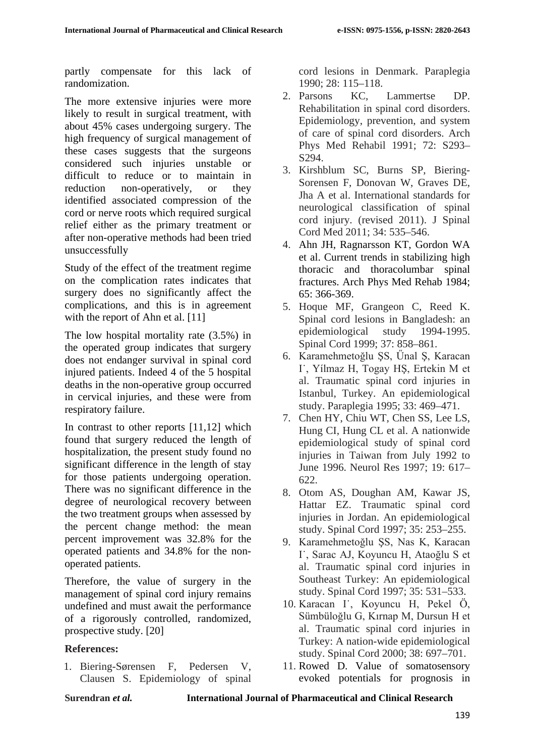partly compensate for this lack of randomization.

The more extensive injuries were more likely to result in surgical treatment, with about 45% cases undergoing surgery. The high frequency of surgical management of these cases suggests that the surgeons considered such injuries unstable or difficult to reduce or to maintain in reduction non-operatively, or they identified associated compression of the cord or nerve roots which required surgical relief either as the primary treatment or after non-operative methods had been tried unsuccessfully

Study of the effect of the treatment regime on the complication rates indicates that surgery does no significantly affect the complications, and this is in agreement with the report of Ahn et al. [11]

The low hospital mortality rate (3.5%) in the operated group indicates that surgery does not endanger survival in spinal cord injured patients. Indeed 4 of the 5 hospital deaths in the non-operative group occurred in cervical injuries, and these were from respiratory failure.

In contrast to other reports [11,12] which found that surgery reduced the length of hospitalization, the present study found no significant difference in the length of stay for those patients undergoing operation. There was no significant difference in the degree of neurological recovery between the two treatment groups when assessed by the percent change method: the mean percent improvement was 32.8% for the operated patients and 34.8% for the non-operated patients.

Therefore, the value of surgery in the management of spinal cord injury remains undefined and must await the performance of a rigorously controlled, randomized, prospective study. [20]

## References:

1. Biering-Sørensen F, Pedersen V, Clausen S. Epidemiology of spinal cord lesions in Denmark. Paraplegia 1990; 28: 115–118.
2. Parsons KC, Lammertse DP. Rehabilitation in spinal cord disorders. Epidemiology, prevention, and system of care of spinal cord disorders. Arch Phys Med Rehabil 1991; 72: S293–S294.
3. Kirshblum SC, Burns SP, Biering-Sorensen F, Donovan W, Graves DE, Jha A et al. International standards for neurological classification of spinal cord injury. (revised 2011). J Spinal Cord Med 2011; 34: 535–546.
4. Ahn JH, Ragnarsson KT, Gordon WA et al. Current trends in stabilizing high thoracic and thoracolumbar spinal fractures. Arch Phys Med Rehab 1984; 65: 366-369.
5. Hoque MF, Grangeon C, Reed K. Spinal cord lesions in Bangladesh: an epidemiological study 1994-1995. Spinal Cord 1999; 37: 858–861.
6. Karamehmetoğlu ŞS, Űnal Ş, Karacan I˙, Yílmaz H, Togay HŞ, Ertekin M et al. Traumatic spinal cord injuries in Istanbul, Turkey. An epidemiological study. Paraplegia 1995; 33: 469–471.
7. Chen HY, Chiu WT, Chen SS, Lee LS, Hung CI, Hung CL et al. A nationwide epidemiological study of spinal cord injuries in Taiwan from July 1992 to June 1996. Neurol Res 1997; 19: 617–622.
8. Otom AS, Doughan AM, Kawar JS, Hattar EZ. Traumatic spinal cord injuries in Jordan. An epidemiological study. Spinal Cord 1997; 35: 253–255.
9. Karamehmetoğlu ŞS, Nas K, Karacan I˙, Sarac AJ, Koyuncu H, Ataoğlu S et al. Traumatic spinal cord injuries in Southeast Turkey: An epidemiological study. Spinal Cord 1997; 35: 531–533.
10. Karacan I˙, Koyuncu H, Pekel Ö, Sümbüloğlu G, Kırnap M, Dursun H et al. Traumatic spinal cord injuries in Turkey: A nation-wide epidemiological study. Spinal Cord 2000; 38: 697–701.
11. Rowed D. Value of somatosensory evoked potentials for prognosis in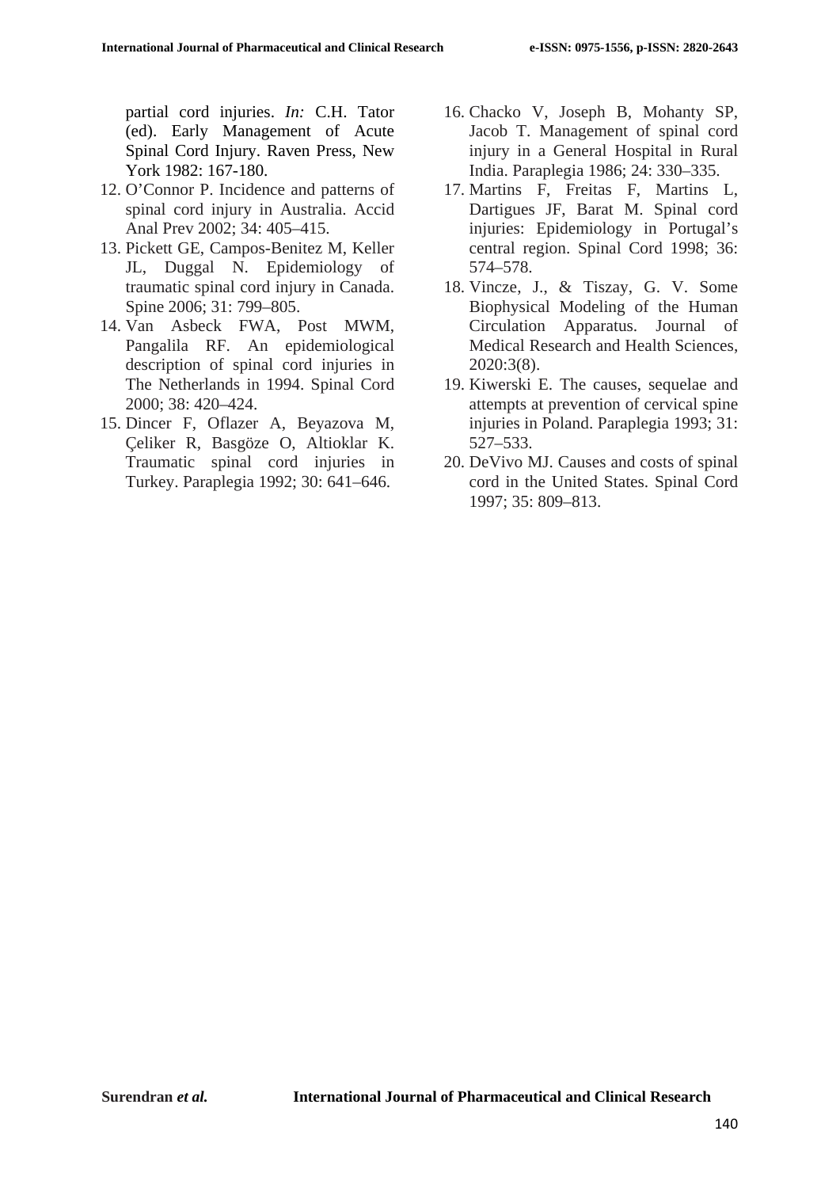partial cord injuries. *In:* C.H. Tator (ed). Early Management of Acute Spinal Cord Injury. Raven Press, New York 1982: 167-180.

12. O'Connor P. Incidence and patterns of spinal cord injury in Australia. Accid Anal Prev 2002; 34: 405–415.
13. Pickett GE, Campos-Benitez M, Keller JL, Duggal N. Epidemiology of traumatic spinal cord injury in Canada. Spine 2006; 31: 799–805.
14. Van Asbeck FWA, Post MWM, Pangalila RF. An epidemiological description of spinal cord injuries in The Netherlands in 1994. Spinal Cord 2000; 38: 420–424.
15. Dincer F, Oflazer A, Beyazova M, Çeliker R, Basgöze O, Altioklar K. Traumatic spinal cord injuries in Turkey. Paraplegia 1992; 30: 641–646.
16. Chacko V, Joseph B, Mohanty SP, Jacob T. Management of spinal cord injury in a General Hospital in Rural India. Paraplegia 1986; 24: 330–335.
17. Martins F, Freitas F, Martins L, Dartigues JF, Barat M. Spinal cord injuries: Epidemiology in Portugal's central region. Spinal Cord 1998; 36: 574–578.
18. Vincze, J., & Tiszay, G. V. Some Biophysical Modeling of the Human Circulation Apparatus. Journal of Medical Research and Health Sciences, 2020:3(8).
19. Kiwerski E. The causes, sequelae and attempts at prevention of cervical spine injuries in Poland. Paraplegia 1993; 31: 527–533.
20. DeVivo MJ. Causes and costs of spinal cord in the United States. Spinal Cord 1997; 35: 809–813.